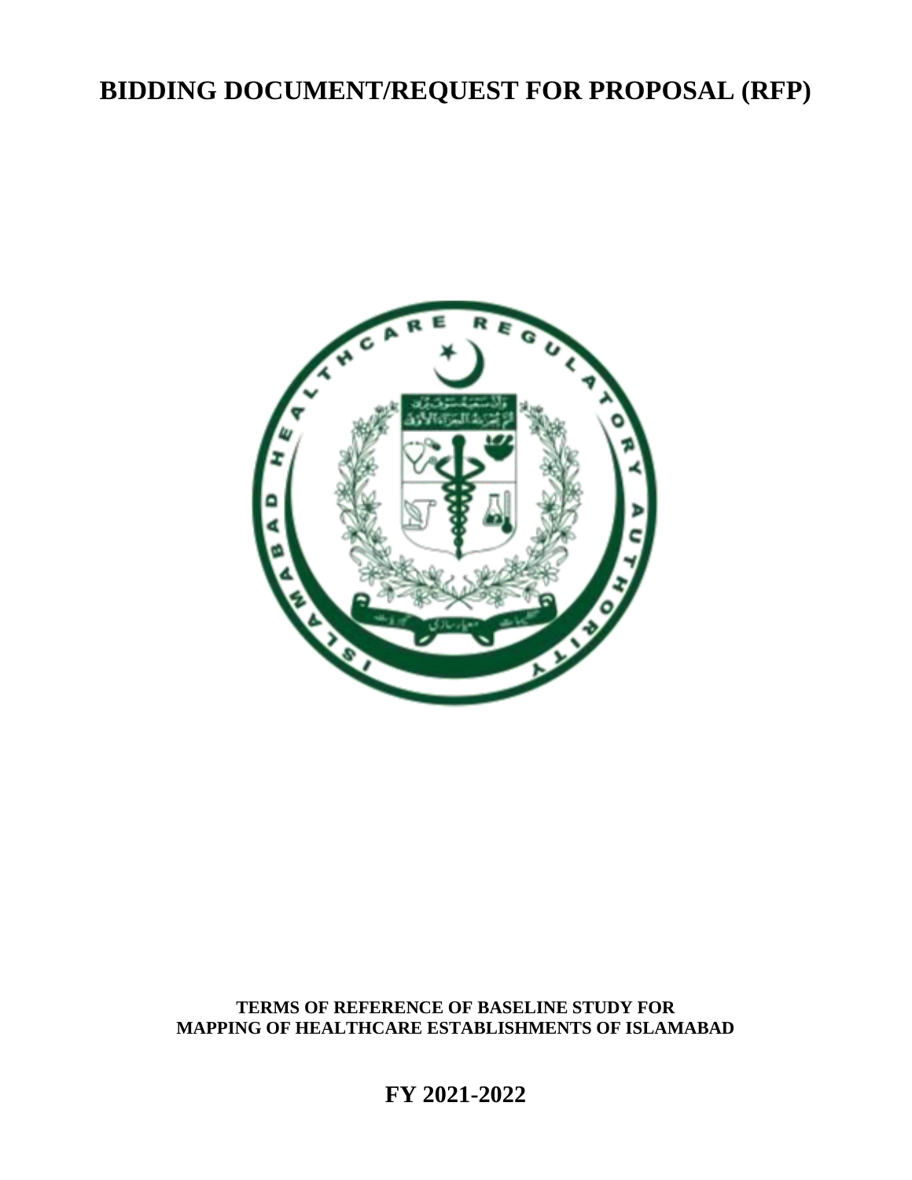# BIDDING DOCUMENT/REQUEST FOR PROPOSAL (RFP)

**TERMS OF REFERENCE OF BASELINE STUDY FOR MAPPING OF HEALTHCARE ESTABLISHMENTS OF ISLAMABAD**

## FY 2021-2022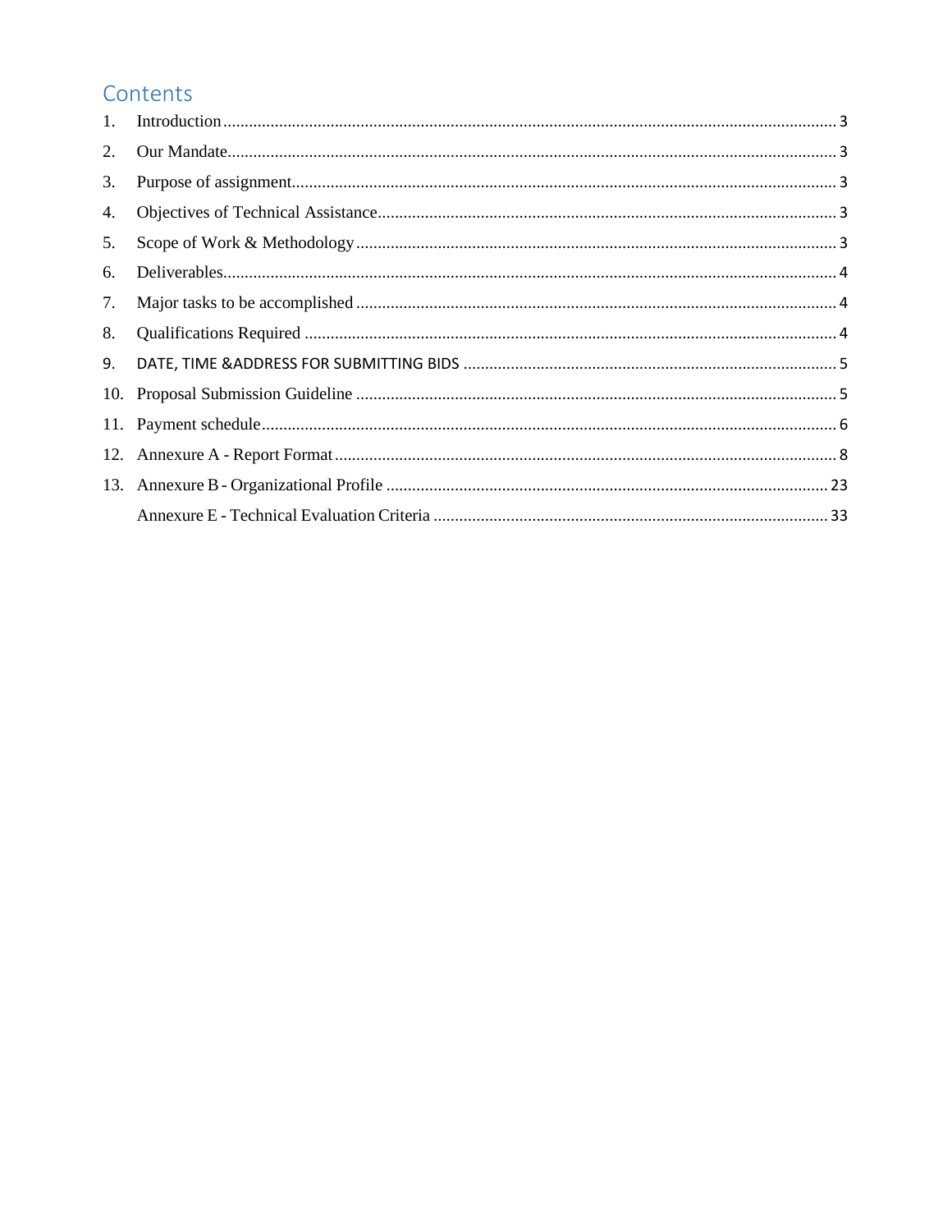# Contents

1. Introduction ........................................ 3
2. Our Mandate ........................................ 3
3. Purpose of assignment ........................................ 3
4. Objectives of Technical Assistance ........................................ 3
5. Scope of Work & Methodology ........................................ 3
6. Deliverables ........................................ 4
7. Major tasks to be accomplished ........................................ 4
8. Qualifications Required ........................................ 4
9. DATE, TIME &ADDRESS FOR SUBMITTING BIDS ........................................ 5
10. Proposal Submission Guideline ........................................ 5
11. Payment schedule ........................................ 6
12. Annexure A - Report Format ........................................ 8
13. Annexure B - Organizational Profile ........................................ 23

Annexure E - Technical Evaluation Criteria ........................................ 33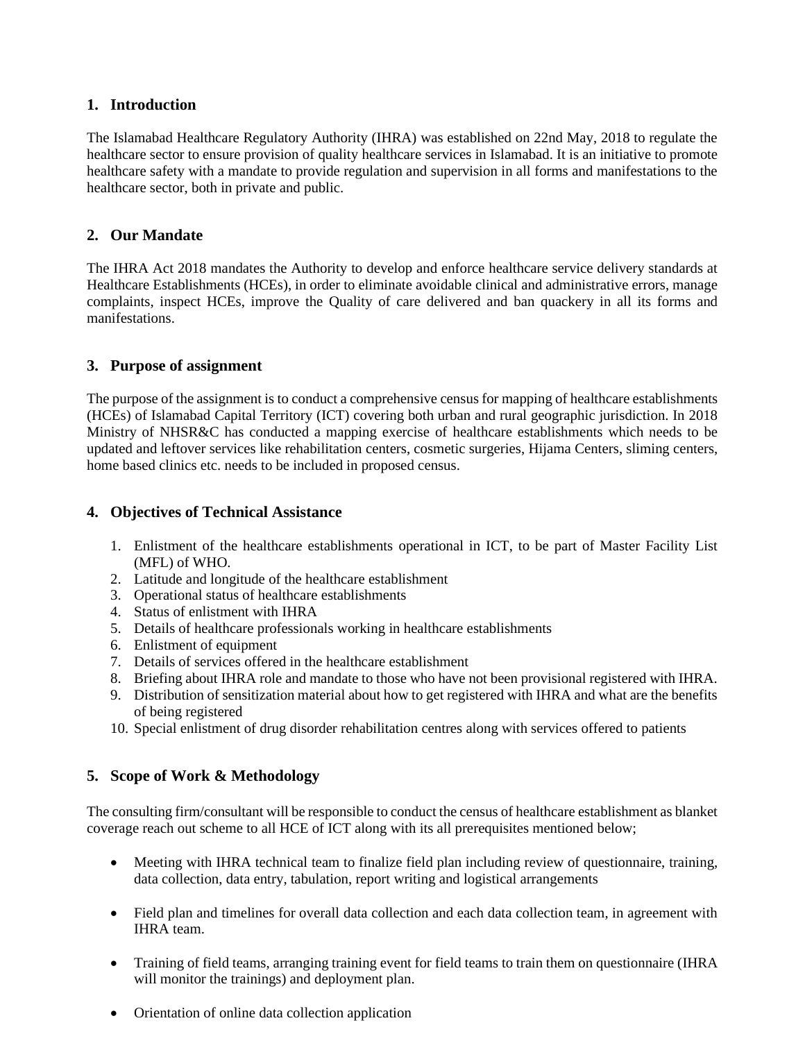## 1. Introduction

The Islamabad Healthcare Regulatory Authority (IHRA) was established on 22nd May, 2018 to regulate the healthcare sector to ensure provision of quality healthcare services in Islamabad. It is an initiative to promote healthcare safety with a mandate to provide regulation and supervision in all forms and manifestations to the healthcare sector, both in private and public.

## 2. Our Mandate

The IHRA Act 2018 mandates the Authority to develop and enforce healthcare service delivery standards at Healthcare Establishments (HCEs), in order to eliminate avoidable clinical and administrative errors, manage complaints, inspect HCEs, improve the Quality of care delivered and ban quackery in all its forms and manifestations.

## 3. Purpose of assignment

The purpose of the assignment is to conduct a comprehensive census for mapping of healthcare establishments (HCEs) of Islamabad Capital Territory (ICT) covering both urban and rural geographic jurisdiction. In 2018 Ministry of NHSR&C has conducted a mapping exercise of healthcare establishments which needs to be updated and leftover services like rehabilitation centers, cosmetic surgeries, Hijama Centers, sliming centers, home based clinics etc. needs to be included in proposed census.

## 4. Objectives of Technical Assistance

1. Enlistment of the healthcare establishments operational in ICT, to be part of Master Facility List (MFL) of WHO.
2. Latitude and longitude of the healthcare establishment
3. Operational status of healthcare establishments
4. Status of enlistment with IHRA
5. Details of healthcare professionals working in healthcare establishments
6. Enlistment of equipment
7. Details of services offered in the healthcare establishment
8. Briefing about IHRA role and mandate to those who have not been provisional registered with IHRA.
9. Distribution of sensitization material about how to get registered with IHRA and what are the benefits of being registered
10. Special enlistment of drug disorder rehabilitation centres along with services offered to patients

## 5. Scope of Work & Methodology

The consulting firm/consultant will be responsible to conduct the census of healthcare establishment as blanket coverage reach out scheme to all HCE of ICT along with its all prerequisites mentioned below;

- Meeting with IHRA technical team to finalize field plan including review of questionnaire, training, data collection, data entry, tabulation, report writing and logistical arrangements

- Field plan and timelines for overall data collection and each data collection team, in agreement with IHRA team.

- Training of field teams, arranging training event for field teams to train them on questionnaire (IHRA will monitor the trainings) and deployment plan.

- Orientation of online data collection application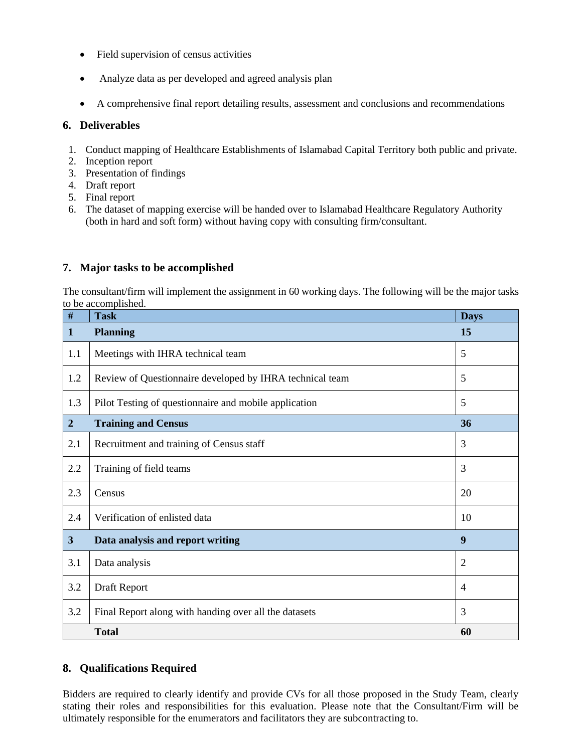- Field supervision of census activities
- Analyze data as per developed and agreed analysis plan
- A comprehensive final report detailing results, assessment and conclusions and recommendations

## 6. Deliverables

1. Conduct mapping of Healthcare Establishments of Islamabad Capital Territory both public and private.
2. Inception report
3. Presentation of findings
4. Draft report
5. Final report
6. The dataset of mapping exercise will be handed over to Islamabad Healthcare Regulatory Authority (both in hard and soft form) without having copy with consulting firm/consultant.

## 7. Major tasks to be accomplished

The consultant/firm will implement the assignment in 60 working days. The following will be the major tasks to be accomplished.

| # | Task | Days |
|---|---|---|
| **1** | **Planning** | **15** |
| 1.1 | Meetings with IHRA technical team | 5 |
| 1.2 | Review of Questionnaire developed by IHRA technical team | 5 |
| 1.3 | Pilot Testing of questionnaire and mobile application | 5 |
| **2** | **Training and Census** | **36** |
| 2.1 | Recruitment and training of Census staff | 3 |
| 2.2 | Training of field teams | 3 |
| 2.3 | Census | 20 |
| 2.4 | Verification of enlisted data | 10 |
| **3** | **Data analysis and report writing** | **9** |
| 3.1 | Data analysis | 2 |
| 3.2 | Draft Report | 4 |
| 3.2 | Final Report along with handing over all the datasets | 3 |
| | **Total** | **60** |

## 8. Qualifications Required

Bidders are required to clearly identify and provide CVs for all those proposed in the Study Team, clearly stating their roles and responsibilities for this evaluation. Please note that the Consultant/Firm will be ultimately responsible for the enumerators and facilitators they are subcontracting to.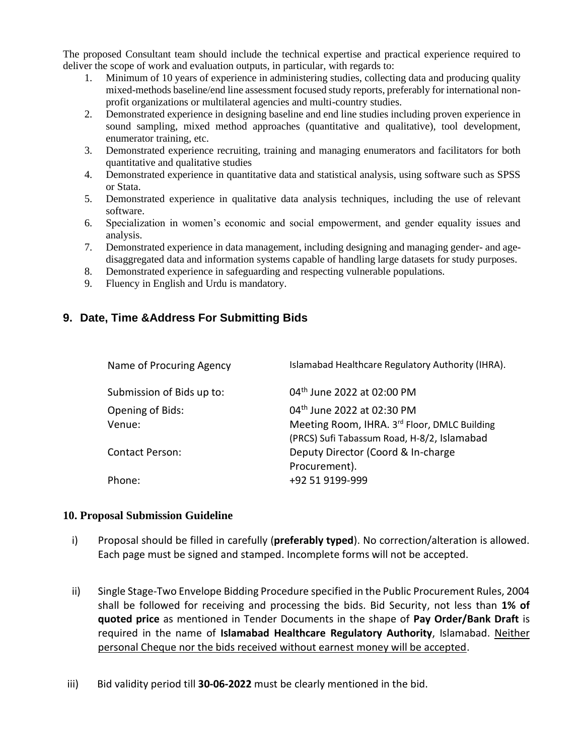The proposed Consultant team should include the technical expertise and practical experience required to deliver the scope of work and evaluation outputs, in particular, with regards to:

1. Minimum of 10 years of experience in administering studies, collecting data and producing quality mixed-methods baseline/end line assessment focused study reports, preferably for international non-profit organizations or multilateral agencies and multi-country studies.
2. Demonstrated experience in designing baseline and end line studies including proven experience in sound sampling, mixed method approaches (quantitative and qualitative), tool development, enumerator training, etc.
3. Demonstrated experience recruiting, training and managing enumerators and facilitators for both quantitative and qualitative studies
4. Demonstrated experience in quantitative data and statistical analysis, using software such as SPSS or Stata.
5. Demonstrated experience in qualitative data analysis techniques, including the use of relevant software.
6. Specialization in women's economic and social empowerment, and gender equality issues and analysis.
7. Demonstrated experience in data management, including designing and managing gender- and age-disaggregated data and information systems capable of handling large datasets for study purposes.
8. Demonstrated experience in safeguarding and respecting vulnerable populations.
9. Fluency in English and Urdu is mandatory.

## 9. Date, Time &Address For Submitting Bids

| | |
|---|---|
| Name of Procuring Agency | Islamabad Healthcare Regulatory Authority (IHRA). |
| Submission of Bids up to: | 04th June 2022 at 02:00 PM |
| Opening of Bids: | 04th June 2022 at 02:30 PM |
| Venue: | Meeting Room, IHRA. 3rd Floor, DMLC Building (PRCS) Sufi Tabassum Road, H-8/2, Islamabad |
| Contact Person: | Deputy Director (Coord & In-charge Procurement). |
| Phone: | +92 51 9199-999 |

## 10. Proposal Submission Guideline

i) Proposal should be filled in carefully (**preferably typed**). No correction/alteration is allowed. Each page must be signed and stamped. Incomplete forms will not be accepted.

ii) Single Stage-Two Envelope Bidding Procedure specified in the Public Procurement Rules, 2004 shall be followed for receiving and processing the bids. Bid Security, not less than **1% of quoted price** as mentioned in Tender Documents in the shape of **Pay Order/Bank Draft** is required in the name of **Islamabad Healthcare Regulatory Authority**, Islamabad. Neither personal Cheque nor the bids received without earnest money will be accepted.

iii) Bid validity period till **30-06-2022** must be clearly mentioned in the bid.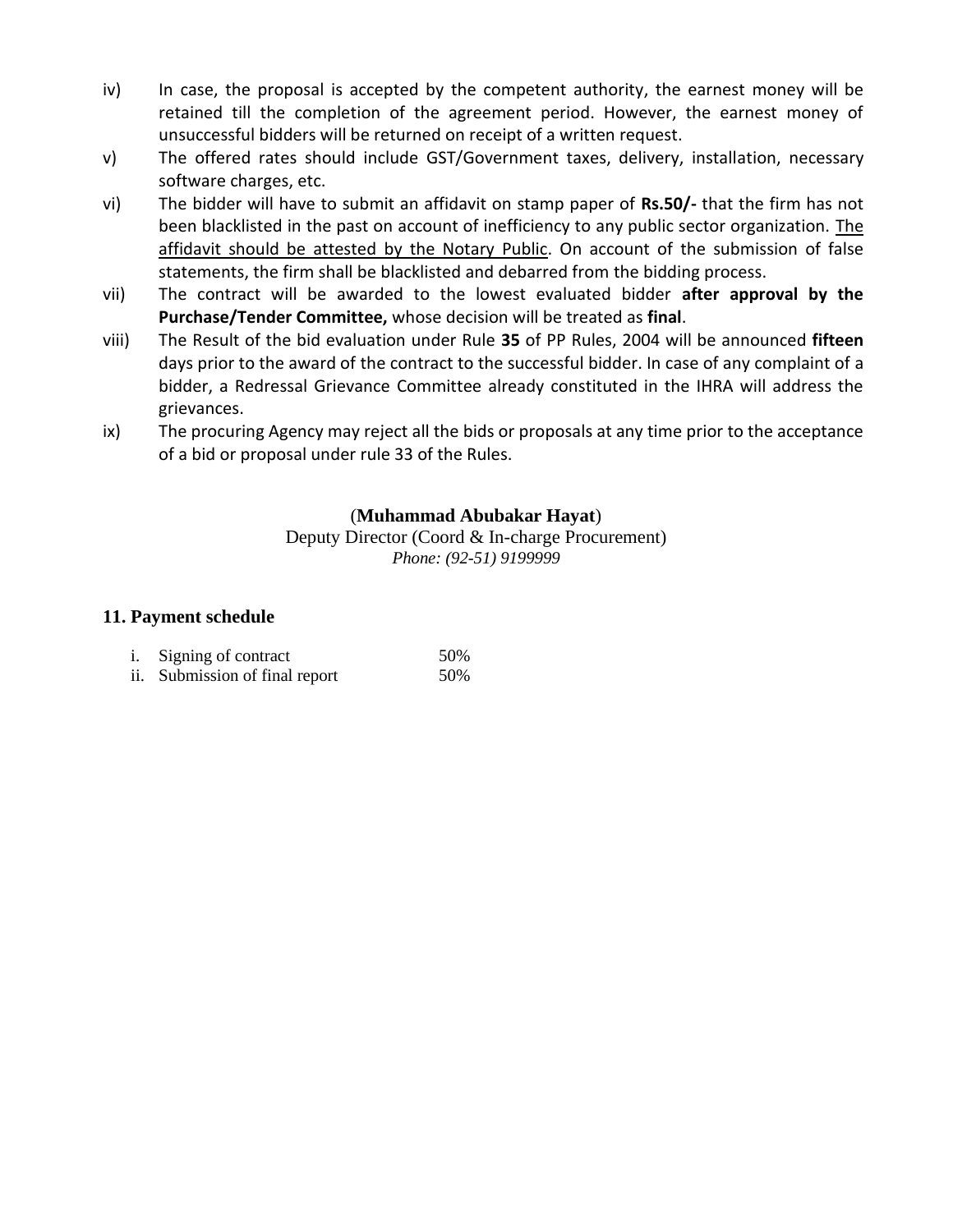iv) In case, the proposal is accepted by the competent authority, the earnest money will be retained till the completion of the agreement period. However, the earnest money of unsuccessful bidders will be returned on receipt of a written request.

v) The offered rates should include GST/Government taxes, delivery, installation, necessary software charges, etc.

vi) The bidder will have to submit an affidavit on stamp paper of **Rs.50/-** that the firm has not been blacklisted in the past on account of inefficiency to any public sector organization. The affidavit should be attested by the Notary Public. On account of the submission of false statements, the firm shall be blacklisted and debarred from the bidding process.

vii) The contract will be awarded to the lowest evaluated bidder **after approval by the Purchase/Tender Committee,** whose decision will be treated as **final**.

viii) The Result of the bid evaluation under Rule **35** of PP Rules, 2004 will be announced **fifteen** days prior to the award of the contract to the successful bidder. In case of any complaint of a bidder, a Redressal Grievance Committee already constituted in the IHRA will address the grievances.

ix) The procuring Agency may reject all the bids or proposals at any time prior to the acceptance of a bid or proposal under rule 33 of the Rules.

(**Muhammad Abubakar Hayat**)
Deputy Director (Coord & In-charge Procurement)
*Phone: (92-51) 9199999*

### 11. Payment schedule

| | | |
|---|---|---|
| i. | Signing of contract | 50% |
| ii. | Submission of final report | 50% |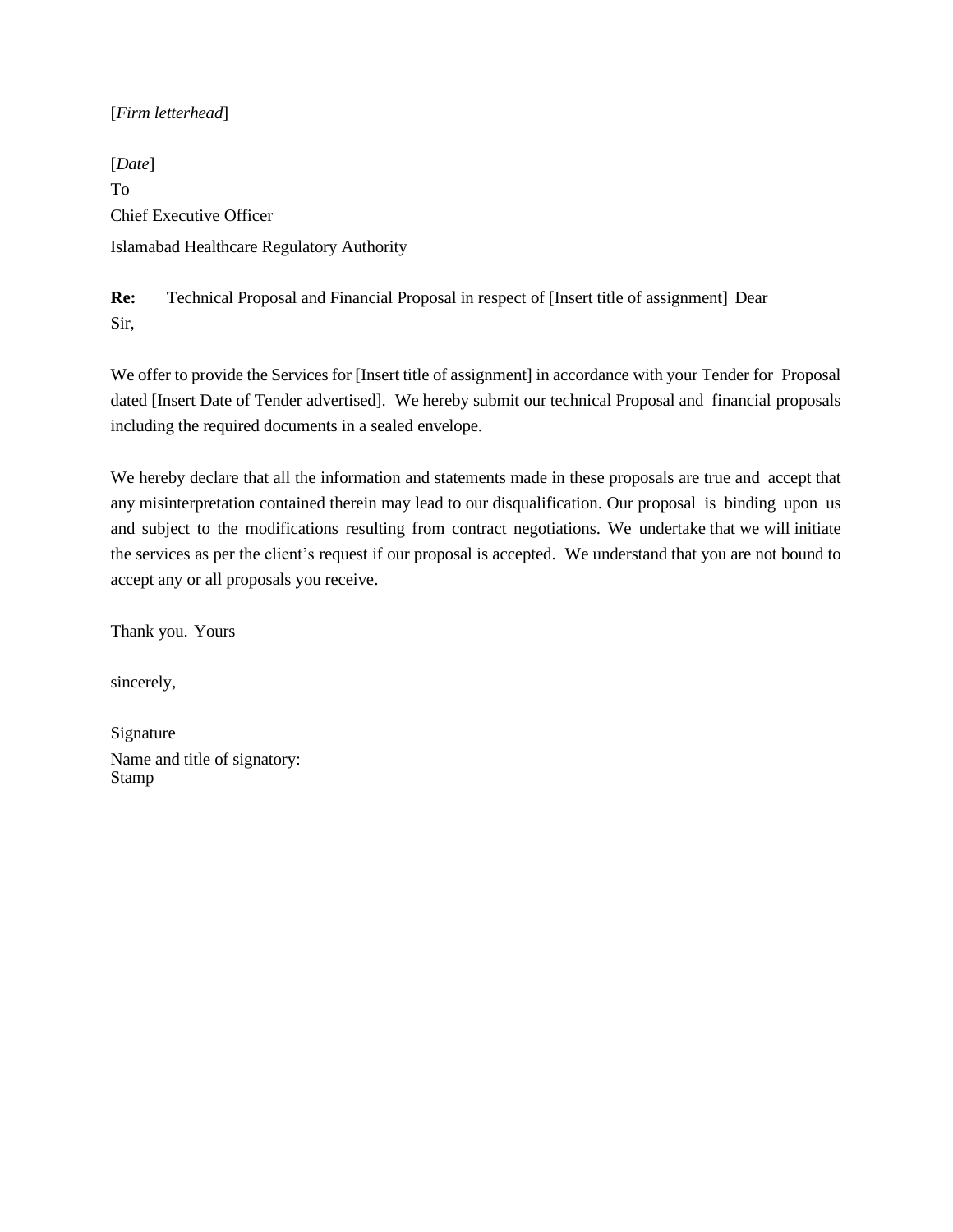[*Firm letterhead*]

[*Date*]
To
Chief Executive Officer
Islamabad Healthcare Regulatory Authority

**Re:** Technical Proposal and Financial Proposal in respect of [Insert title of assignment] Dear Sir,

We offer to provide the Services for [Insert title of assignment] in accordance with your Tender for Proposal dated [Insert Date of Tender advertised]. We hereby submit our technical Proposal and financial proposals including the required documents in a sealed envelope.

We hereby declare that all the information and statements made in these proposals are true and accept that any misinterpretation contained therein may lead to our disqualification. Our proposal is binding upon us and subject to the modifications resulting from contract negotiations. We undertake that we will initiate the services as per the client's request if our proposal is accepted. We understand that you are not bound to accept any or all proposals you receive.

Thank you. Yours

sincerely,

Signature
Name and title of signatory:
Stamp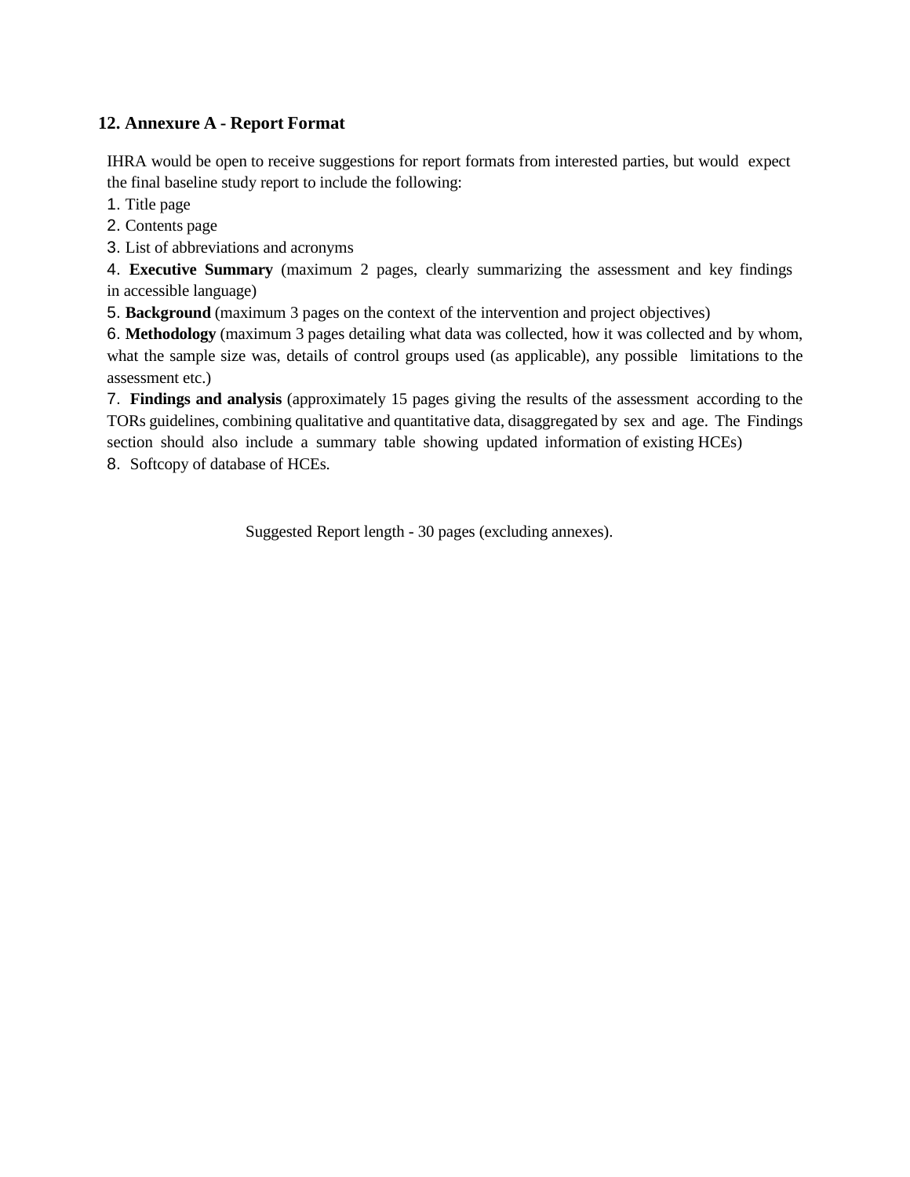## 12. Annexure A - Report Format

IHRA would be open to receive suggestions for report formats from interested parties, but would expect the final baseline study report to include the following:

1. Title page
2. Contents page
3. List of abbreviations and acronyms
4. **Executive Summary** (maximum 2 pages, clearly summarizing the assessment and key findings in accessible language)
5. **Background** (maximum 3 pages on the context of the intervention and project objectives)
6. **Methodology** (maximum 3 pages detailing what data was collected, how it was collected and by whom, what the sample size was, details of control groups used (as applicable), any possible limitations to the assessment etc.)
7. **Findings and analysis** (approximately 15 pages giving the results of the assessment according to the TORs guidelines, combining qualitative and quantitative data, disaggregated by sex and age. The Findings section should also include a summary table showing updated information of existing HCEs)
8. Softcopy of database of HCEs.

Suggested Report length - 30 pages (excluding annexes).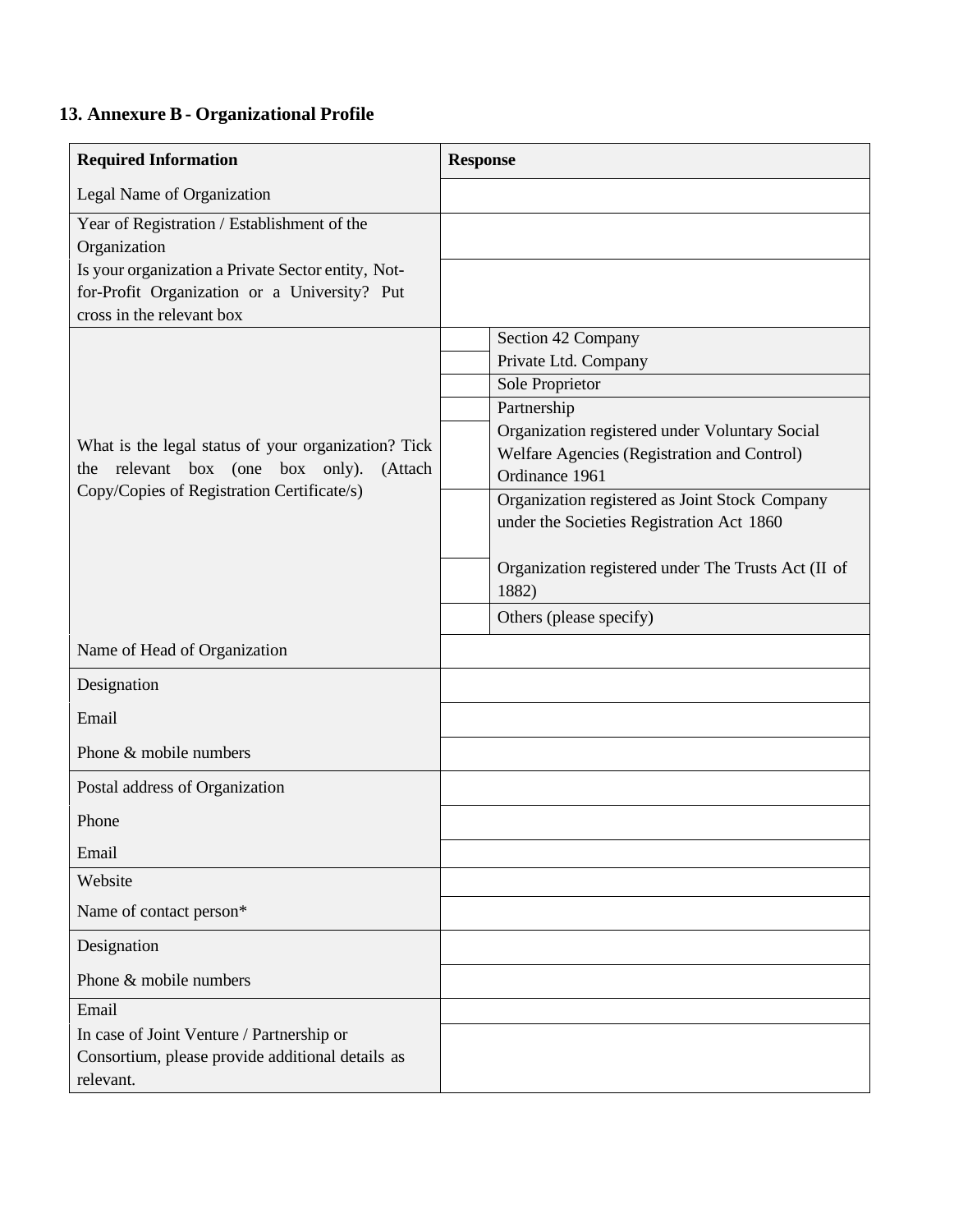## 13. Annexure B - Organizational Profile

| Required Information | Response | |
|---|---|---|
| Legal Name of Organization | | |
| Year of Registration / Establishment of the Organization | | |
| Is your organization a Private Sector entity, Not-for-Profit Organization or a University? Put cross in the relevant box | | |
| What is the legal status of your organization? Tick the relevant box (one box only). (Attach Copy/Copies of Registration Certificate/s) | | Section 42 Company |
| | | Private Ltd. Company |
| | | Sole Proprietor |
| | | Partnership |
| | | Organization registered under Voluntary Social Welfare Agencies (Registration and Control) Ordinance 1961 |
| | | Organization registered as Joint Stock Company under the Societies Registration Act 1860 |
| | | Organization registered under The Trusts Act (II of 1882) |
| | | Others (please specify) |
| Name of Head of Organization | | |
| Designation | | |
| Email | | |
| Phone & mobile numbers | | |
| Postal address of Organization | | |
| Phone | | |
| Email | | |
| Website | | |
| Name of contact person* | | |
| Designation | | |
| Phone & mobile numbers | | |
| Email | | |
| In case of Joint Venture / Partnership or Consortium, please provide additional details as relevant. | | |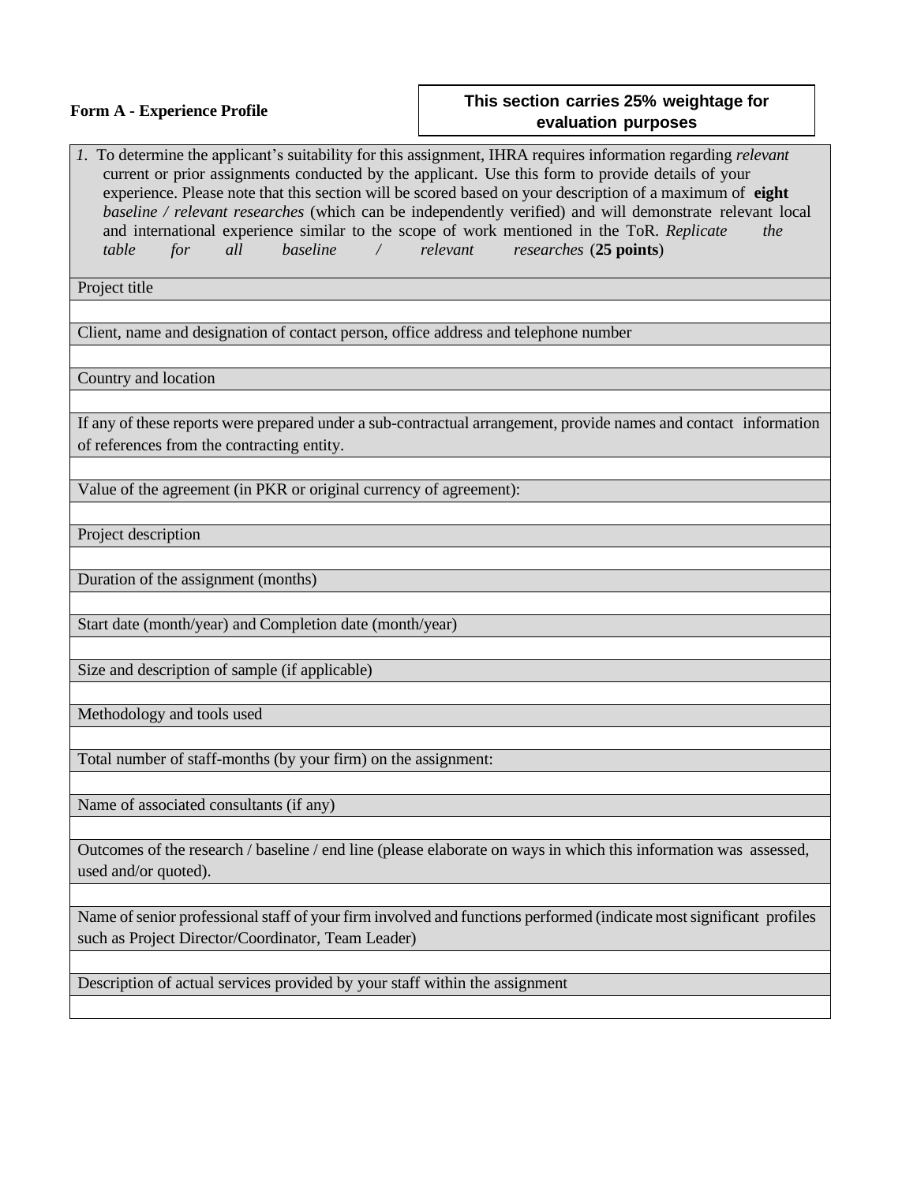**Form A - Experience Profile**

**This section carries 25% weightage for evaluation purposes**

| *1.* To determine the applicant's suitability for this assignment, IHRA requires information regarding *relevant* current or prior assignments conducted by the applicant. Use this form to provide details of your experience. Please note that this section will be scored based on your description of a maximum of **eight** *baseline / relevant researches* (which can be independently verified) and will demonstrate relevant local and international experience similar to the scope of work mentioned in the ToR. *Replicate the table for all baseline / relevant researches* (**25 points**) |
|---|
| Project title |
| |
| Client, name and designation of contact person, office address and telephone number |
| |
| Country and location |
| |
| If any of these reports were prepared under a sub-contractual arrangement, provide names and contact information of references from the contracting entity. |
| |
| Value of the agreement (in PKR or original currency of agreement): |
| |
| Project description |
| |
| Duration of the assignment (months) |
| |
| Start date (month/year) and Completion date (month/year) |
| |
| Size and description of sample (if applicable) |
| |
| Methodology and tools used |
| |
| Total number of staff-months (by your firm) on the assignment: |
| |
| Name of associated consultants (if any) |
| |
| Outcomes of the research / baseline / end line (please elaborate on ways in which this information was assessed, used and/or quoted). |
| |
| Name of senior professional staff of your firm involved and functions performed (indicate most significant profiles such as Project Director/Coordinator, Team Leader) |
| |
| Description of actual services provided by your staff within the assignment |
| |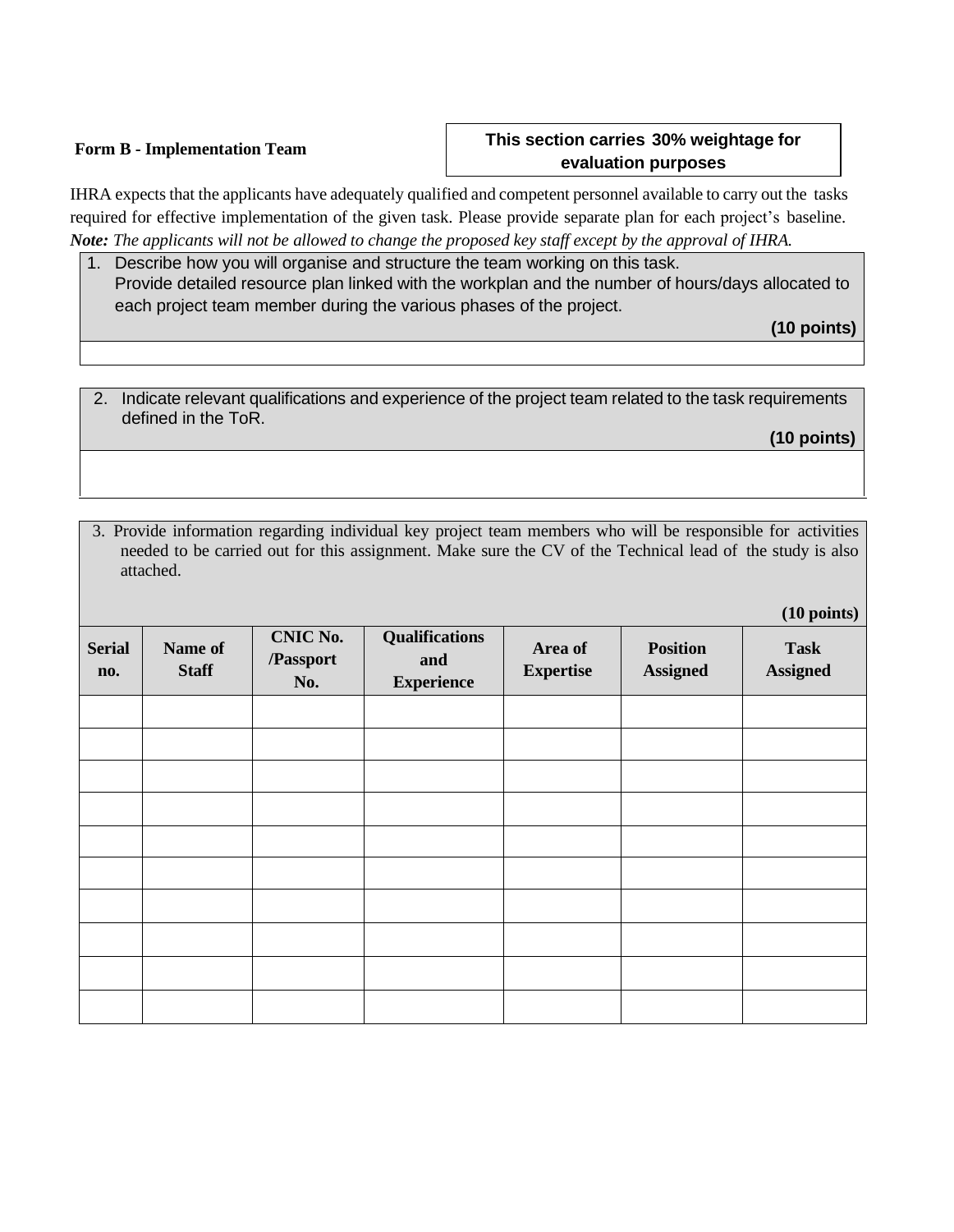**Form B - Implementation Team**

**This section carries 30% weightage for evaluation purposes**

IHRA expects that the applicants have adequately qualified and competent personnel available to carry out the tasks required for effective implementation of the given task. Please provide separate plan for each project's baseline.
***Note:*** *The applicants will not be allowed to change the proposed key staff except by the approval of IHRA.*

1. Describe how you will organise and structure the team working on this task.
   Provide detailed resource plan linked with the workplan and the number of hours/days allocated to each project team member during the various phases of the project.

**(10 points)**

2. Indicate relevant qualifications and experience of the project team related to the task requirements defined in the ToR.

**(10 points)**

3. Provide information regarding individual key project team members who will be responsible for activities needed to be carried out for this assignment. Make sure the CV of the Technical lead of the study is also attached.

**(10 points)**

| Serial no. | Name of Staff | CNIC No. /Passport No. | Qualifications and Experience | Area of Expertise | Position Assigned | Task Assigned |
|---|---|---|---|---|---|---|
| | | | | | | |
| | | | | | | |
| | | | | | | |
| | | | | | | |
| | | | | | | |
| | | | | | | |
| | | | | | | |
| | | | | | | |
| | | | | | | |
| | | | | | | |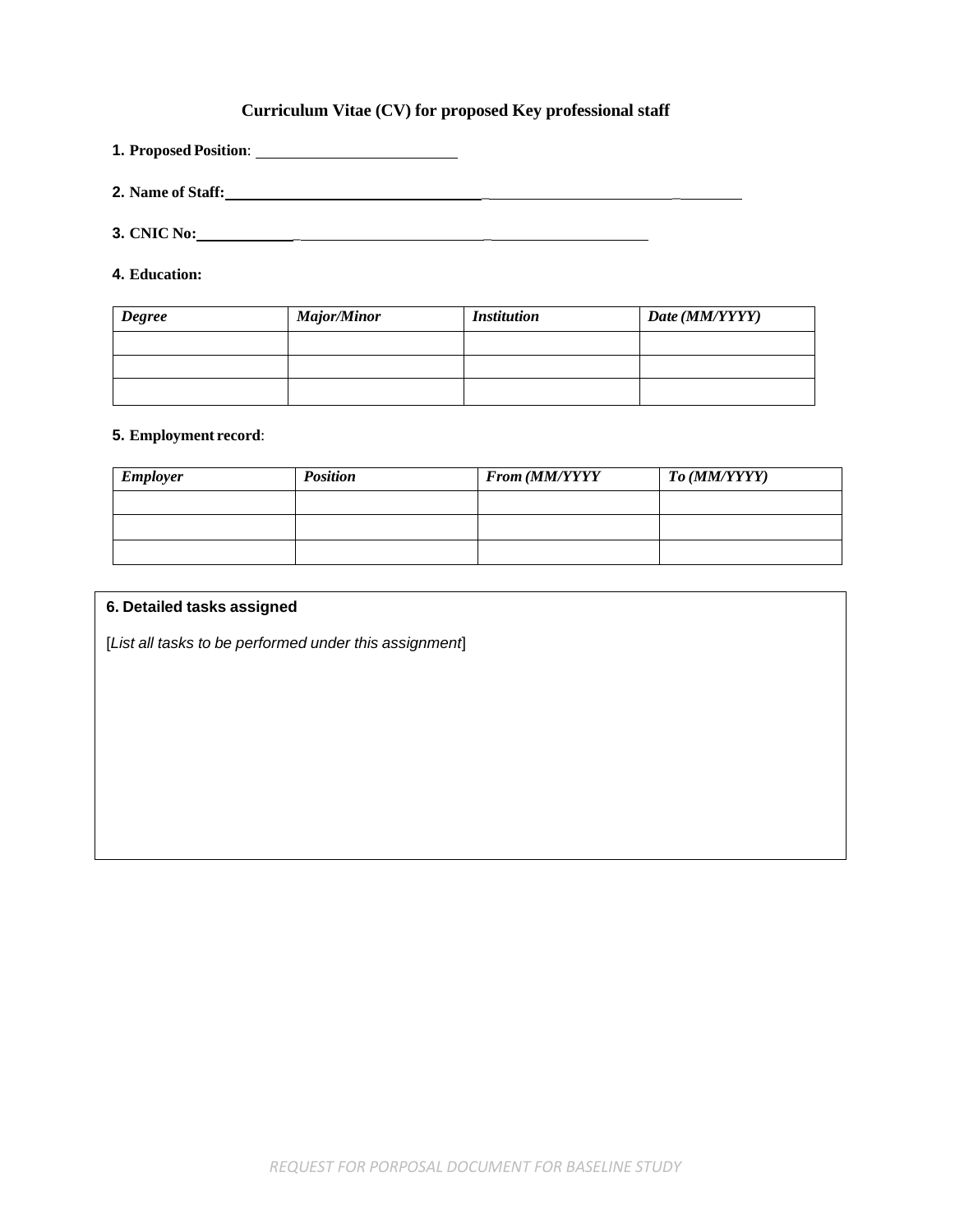## Curriculum Vitae (CV) for proposed Key professional staff

1. **Proposed Position**: ____________________

2. **Name of Staff:** ____________________

3. **CNIC No:** ____________________

4. **Education:**

| *Degree* | *Major/Minor* | *Institution* | *Date (MM/YYYY)* |
|---|---|---|---|
| | | | |
| | | | |
| | | | |

5. **Employment record**:

| *Employer* | *Position* | *From (MM/YYYY* | *To (MM/YYYY)* |
|---|---|---|---|
| | | | |
| | | | |
| | | | |

**6. Detailed tasks assigned**

[*List all tasks to be performed under this assignment*]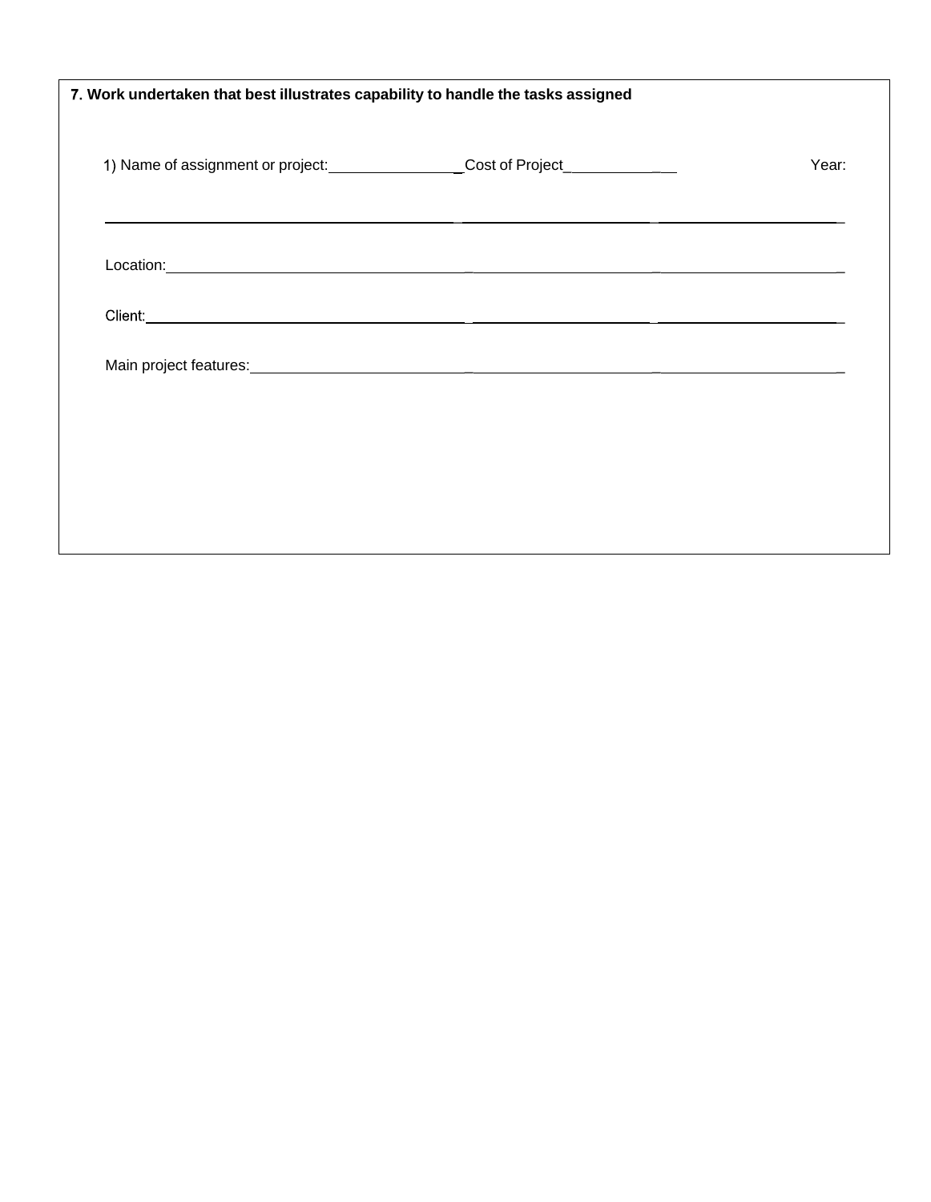**7. Work undertaken that best illustrates capability to handle the tasks assigned**

1) Name of assignment or project: ________________ Cost of Project______________ Year:

_______________________________________________________________________________

Location: ______________________________________________________________________

Client: ________________________________________________________________________

Main project features: ___________________________________________________________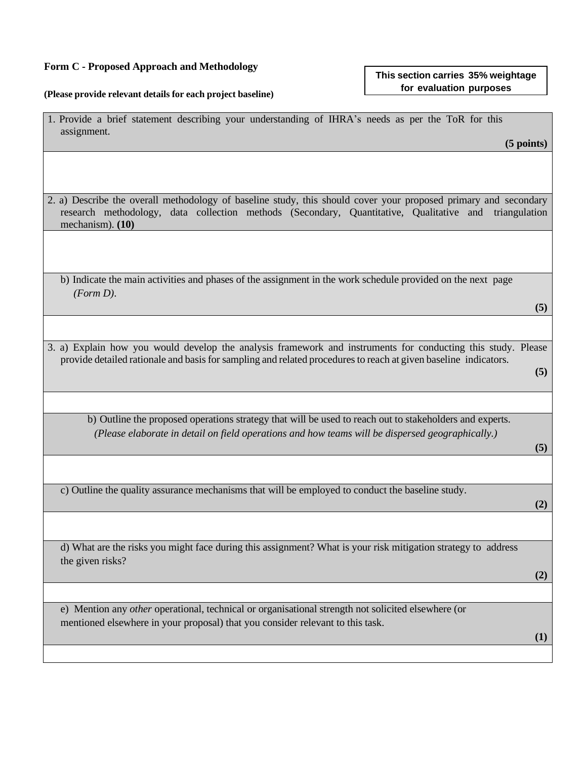**Form C - Proposed Approach and Methodology**

**This section carries 35% weightage for evaluation purposes**

**(Please provide relevant details for each project baseline)**

| 1. Provide a brief statement describing your understanding of IHRA's needs as per the ToR for this assignment. **(5 points)** |
|---|
| |
| 2. a) Describe the overall methodology of baseline study, this should cover your proposed primary and secondary research methodology, data collection methods (Secondary, Quantitative, Qualitative and triangulation mechanism). **(10)** |
| |
| b) Indicate the main activities and phases of the assignment in the work schedule provided on the next page *(Form D)*. **(5)** |
| |
| 3. a) Explain how you would develop the analysis framework and instruments for conducting this study. Please provide detailed rationale and basis for sampling and related procedures to reach at given baseline indicators. **(5)** |
| |
| b) Outline the proposed operations strategy that will be used to reach out to stakeholders and experts. *(Please elaborate in detail on field operations and how teams will be dispersed geographically.)* **(5)** |
| |
| c) Outline the quality assurance mechanisms that will be employed to conduct the baseline study. **(2)** |
| |
| d) What are the risks you might face during this assignment? What is your risk mitigation strategy to address the given risks? **(2)** |
| |
| e) Mention any *other* operational, technical or organisational strength not solicited elsewhere (or mentioned elsewhere in your proposal) that you consider relevant to this task. **(1)** |
| |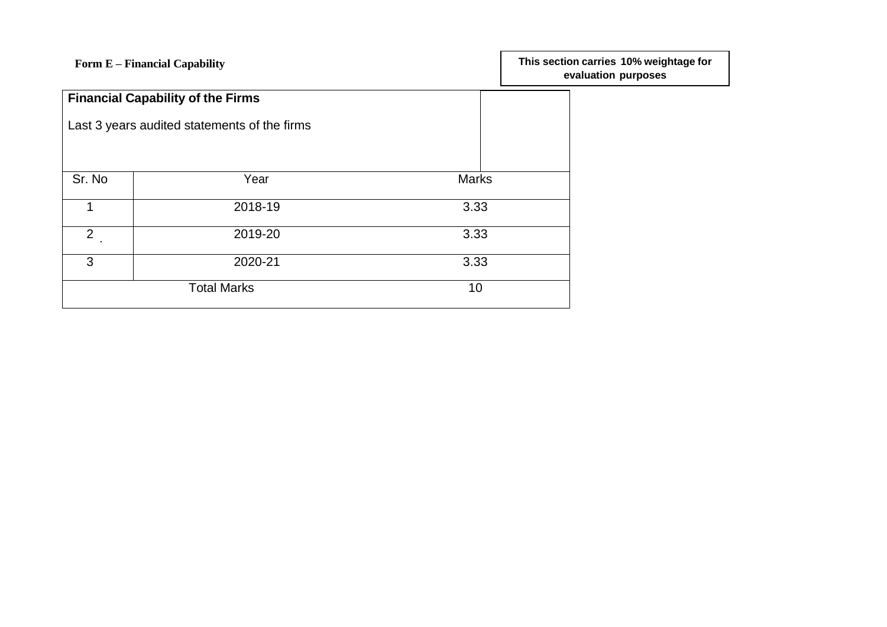**Form E – Financial Capability**

**This section carries 10% weightage for evaluation purposes**

| **Financial Capability of the Firms**<br><br>Last 3 years audited statements of the firms | | |
|---|---|---|
| Sr. No | Year | Marks |
| 1 | 2018-19 | 3.33 |
| 2 | 2019-20 | 3.33 |
| 3 | 2020-21 | 3.33 |
| Total Marks | | 10 |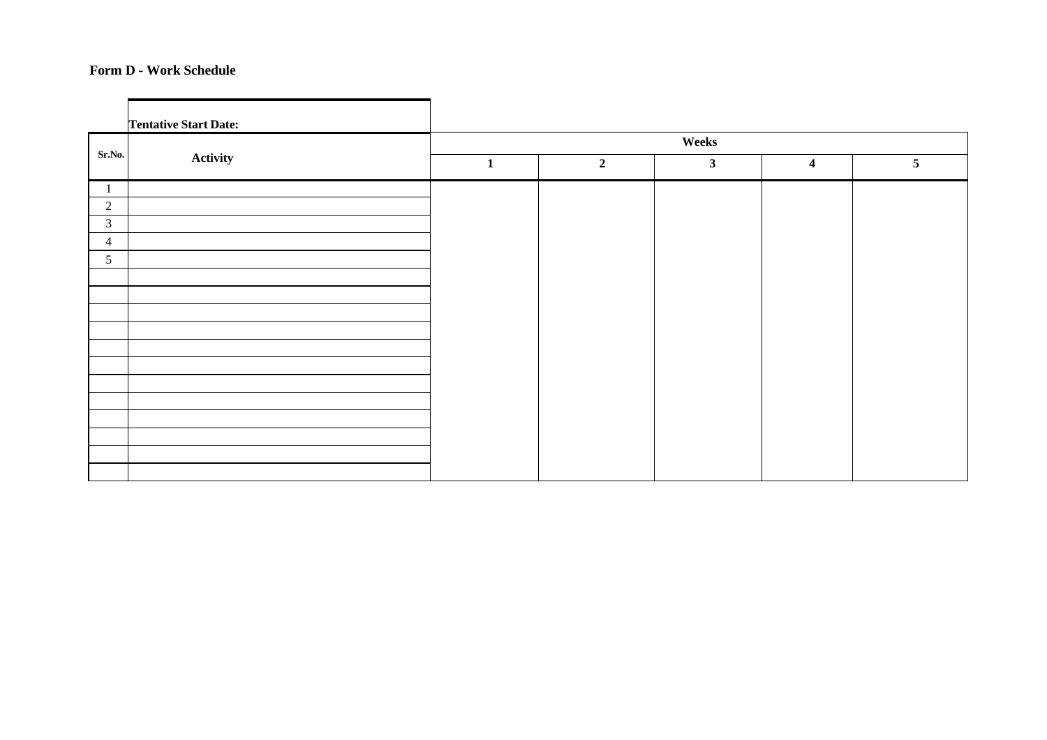**Form D - Work Schedule**

**Tentative Start Date:**

| Sr.No. | Activity | Weeks | | | | |
|---|---|---|---|---|---|---|
| | | **1** | **2** | **3** | **4** | **5** |
| 1 | | | | | | |
| 2 | | | | | | |
| 3 | | | | | | |
| 4 | | | | | | |
| 5 | | | | | | |
| | | | | | | |
| | | | | | | |
| | | | | | | |
| | | | | | | |
| | | | | | | |
| | | | | | | |
| | | | | | | |
| | | | | | | |
| | | | | | | |
| | | | | | | |
| | | | | | | |
| | | | | | | |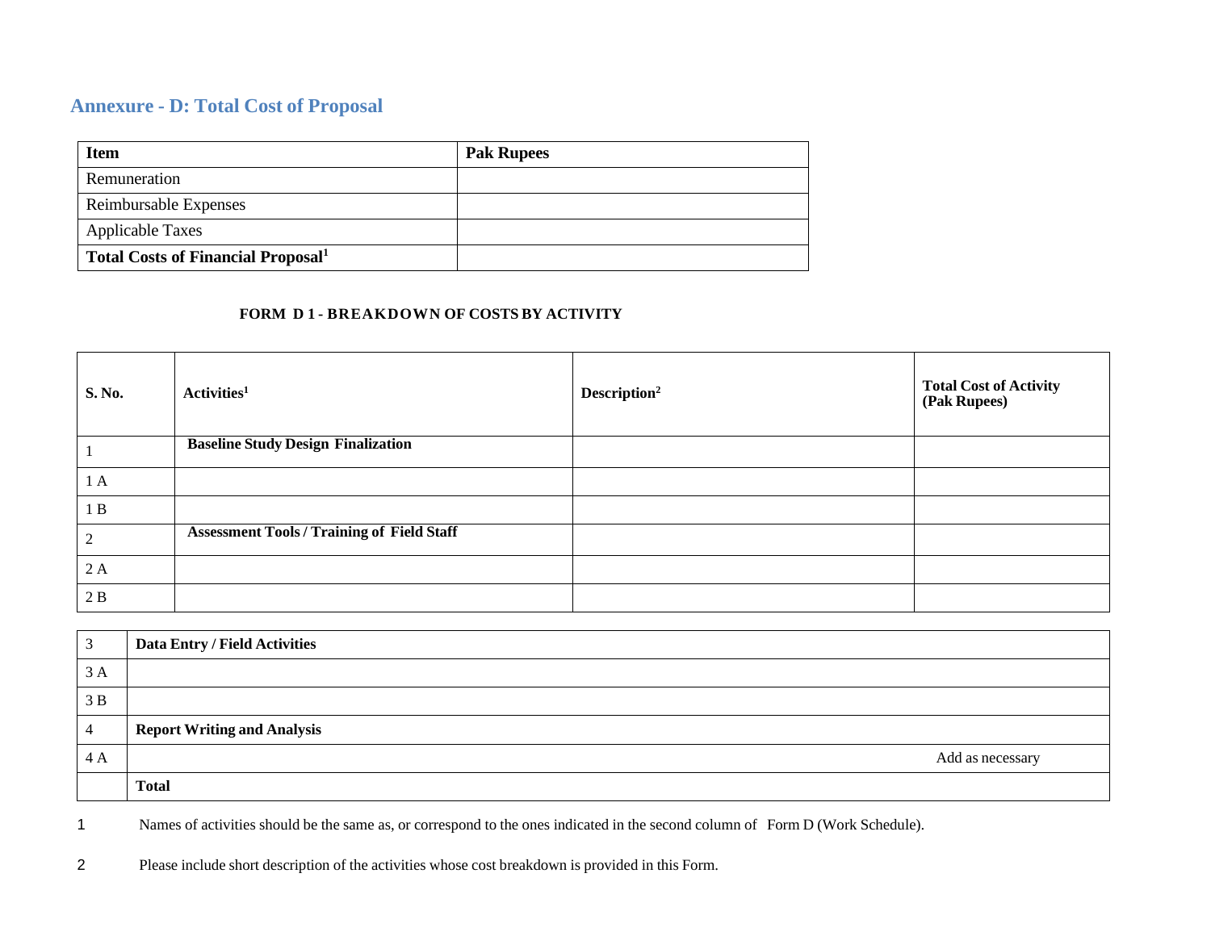## Annexure - D: Total Cost of Proposal

| Item | Pak Rupees |
|---|---|
| Remuneration | |
| Reimbursable Expenses | |
| Applicable Taxes | |
| **Total Costs of Financial Proposal[1]** | |

**FORM D 1 - BREAKDOWN OF COSTS BY ACTIVITY**

| S. No. | Activities[1] | Description[2] | Total Cost of Activity (Pak Rupees) |
|---|---|---|---|
| 1 | **Baseline Study Design Finalization** | | |
| 1 A | | | |
| 1 B | | | |
| 2 | **Assessment Tools / Training of Field Staff** | | |
| 2 A | | | |
| 2 B | | | |
| 3 | **Data Entry / Field Activities** | | |
| 3 A | | | |
| 3 B | | | |
| 4 | **Report Writing and Analysis** | | |
| 4 A | | | Add as necessary |
| | **Total** | | |

1 Names of activities should be the same as, or correspond to the ones indicated in the second column of Form D (Work Schedule).

2 Please include short description of the activities whose cost breakdown is provided in this Form.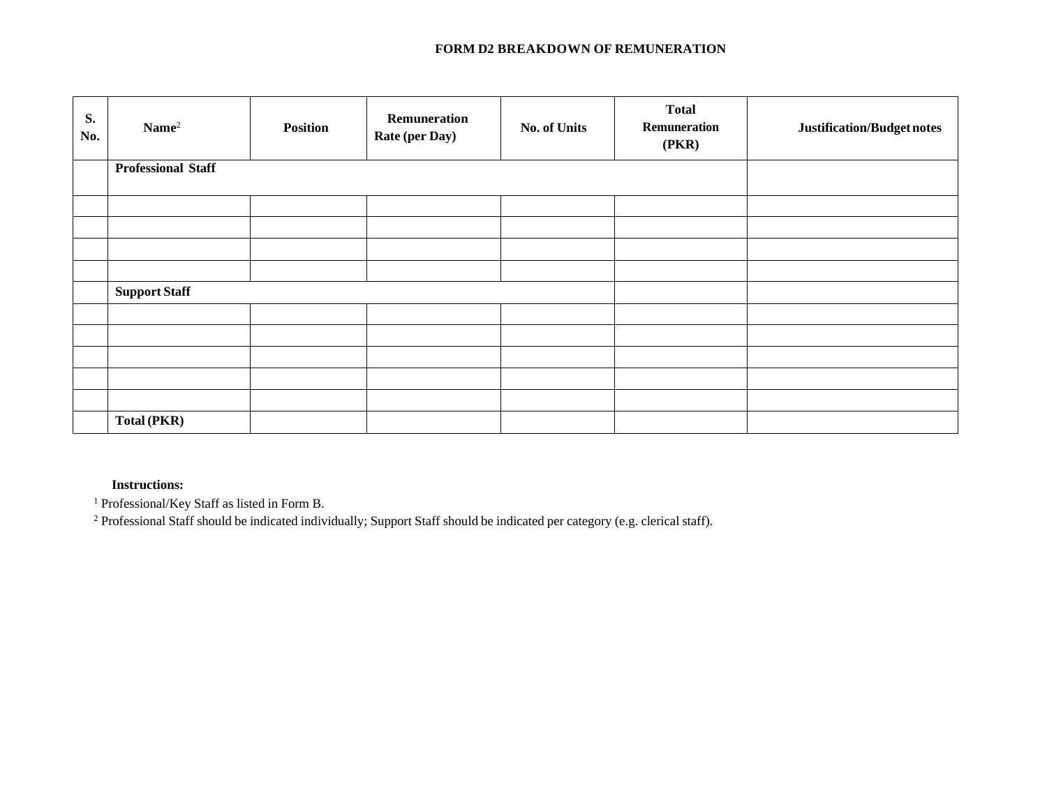# FORM D2 BREAKDOWN OF REMUNERATION

| S. No. | Name[2] | Position | Remuneration Rate (per Day) | No. of Units | Total Remuneration (PKR) | Justification/Budget notes |
|---|---|---|---|---|---|---|
| | **Professional Staff** | | | | | |
| | | | | | | |
| | | | | | | |
| | | | | | | |
| | | | | | | |
| | **Support Staff** | | | | | |
| | | | | | | |
| | | | | | | |
| | | | | | | |
| | | | | | | |
| | | | | | | |
| | **Total (PKR)** | | | | | |

**Instructions:**

[1] Professional/Key Staff as listed in Form B.

[2] Professional Staff should be indicated individually; Support Staff should be indicated per category (e.g. clerical staff).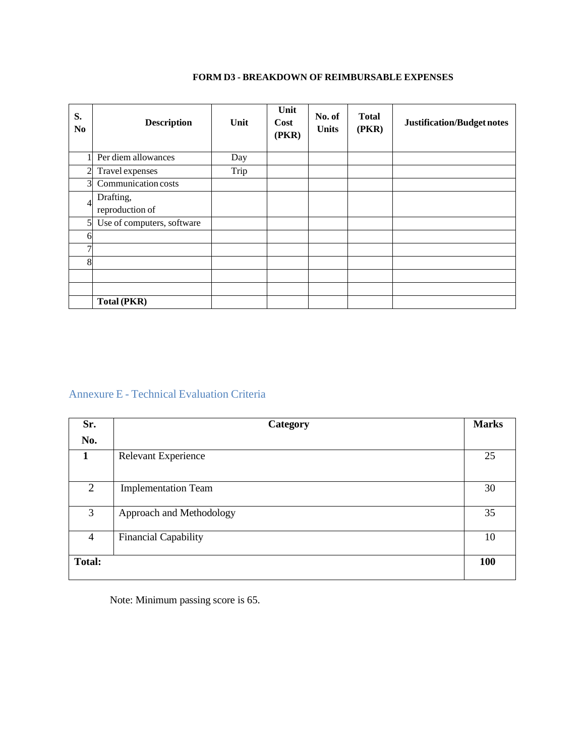**FORM D3 - BREAKDOWN OF REIMBURSABLE EXPENSES**

| S. No | Description | Unit | Unit Cost (PKR) | No. of Units | Total (PKR) | Justification/Budget notes |
|---|---|---|---|---|---|---|
| 1 | Per diem allowances | Day | | | | |
| 2 | Travel expenses | Trip | | | | |
| 3 | Communication costs | | | | | |
| 4 | Drafting, reproduction of | | | | | |
| 5 | Use of computers, software | | | | | |
| 6 | | | | | | |
| 7 | | | | | | |
| 8 | | | | | | |
| | | | | | | |
| | | | | | | |
| | **Total (PKR)** | | | | | |

## Annexure E - Technical Evaluation Criteria

| Sr. No. | Category | Marks |
|---|---|---|
| **1** | Relevant Experience | 25 |
| 2 | Implementation Team | 30 |
| 3 | Approach and Methodology | 35 |
| 4 | Financial Capability | 10 |
| **Total:** | | **100** |

Note: Minimum passing score is 65.